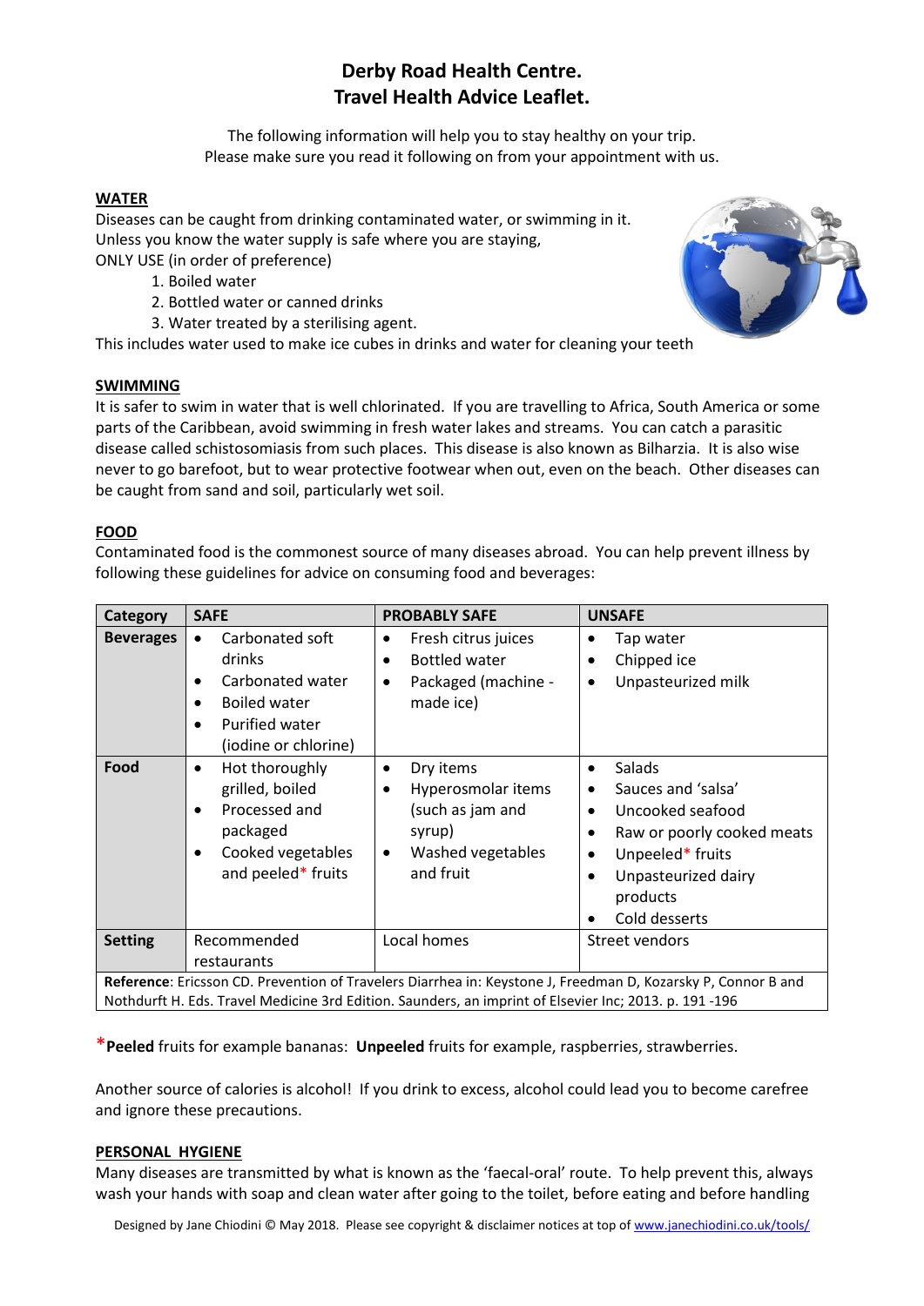# Derby Road Health Centre.
# Travel Health Advice Leaflet.

The following information will help you to stay healthy on your trip.
Please make sure you read it following on from your appointment with us.

## WATER

Diseases can be caught from drinking contaminated water, or swimming in it.
Unless you know the water supply is safe where you are staying,
ONLY USE (in order of preference)

1. Boiled water
2. Bottled water or canned drinks
3. Water treated by a sterilising agent.

This includes water used to make ice cubes in drinks and water for cleaning your teeth

## SWIMMING

It is safer to swim in water that is well chlorinated. If you are travelling to Africa, South America or some parts of the Caribbean, avoid swimming in fresh water lakes and streams. You can catch a parasitic disease called schistosomiasis from such places. This disease is also known as Bilharzia. It is also wise never to go barefoot, but to wear protective footwear when out, even on the beach. Other diseases can be caught from sand and soil, particularly wet soil.

## FOOD

Contaminated food is the commonest source of many diseases abroad. You can help prevent illness by following these guidelines for advice on consuming food and beverages:

| Category | SAFE | PROBABLY SAFE | UNSAFE |
|---|---|---|---|
| **Beverages** | • Carbonated soft drinks<br>• Carbonated water<br>• Boiled water<br>• Purified water (iodine or chlorine) | • Fresh citrus juices<br>• Bottled water<br>• Packaged (machine - made ice) | • Tap water<br>• Chipped ice<br>• Unpasteurized milk |
| **Food** | • Hot thoroughly grilled, boiled<br>• Processed and packaged<br>• Cooked vegetables and peeled* fruits | • Dry items<br>• Hyperosmolar items (such as jam and syrup)<br>• Washed vegetables and fruit | • Salads<br>• Sauces and 'salsa'<br>• Uncooked seafood<br>• Raw or poorly cooked meats<br>• Unpeeled* fruits<br>• Unpasteurized dairy products<br>• Cold desserts |
| **Setting** | Recommended restaurants | Local homes | Street vendors |

**Reference**: Ericsson CD. Prevention of Travelers Diarrhea in: Keystone J, Freedman D, Kozarsky P, Connor B and Nothdurft H. Eds. Travel Medicine 3rd Edition. Saunders, an imprint of Elsevier Inc; 2013. p. 191 -196

***Peeled** fruits for example bananas: **Unpeeled** fruits for example, raspberries, strawberries.

Another source of calories is alcohol! If you drink to excess, alcohol could lead you to become carefree and ignore these precautions.

## PERSONAL HYGIENE

Many diseases are transmitted by what is known as the 'faecal-oral' route. To help prevent this, always wash your hands with soap and clean water after going to the toilet, before eating and before handling

Designed by Jane Chiodini © May 2018. Please see copyright & disclaimer notices at top of www.janechiodini.co.uk/tools/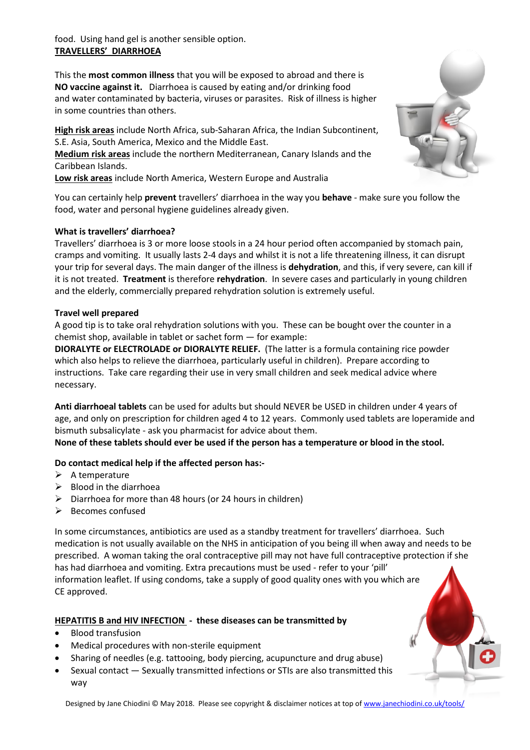food. Using hand gel is another sensible option.

## TRAVELLERS' DIARRHOEA

This the **most common illness** that you will be exposed to abroad and there is **NO vaccine against it.** Diarrhoea is caused by eating and/or drinking food and water contaminated by bacteria, viruses or parasites. Risk of illness is higher in some countries than others.

**High risk areas** include North Africa, sub-Saharan Africa, the Indian Subcontinent, S.E. Asia, South America, Mexico and the Middle East.
**Medium risk areas** include the northern Mediterranean, Canary Islands and the Caribbean Islands.
**Low risk areas** include North America, Western Europe and Australia

You can certainly help **prevent** travellers' diarrhoea in the way you **behave** - make sure you follow the food, water and personal hygiene guidelines already given.

**What is travellers' diarrhoea?**
Travellers' diarrhoea is 3 or more loose stools in a 24 hour period often accompanied by stomach pain, cramps and vomiting. It usually lasts 2-4 days and whilst it is not a life threatening illness, it can disrupt your trip for several days. The main danger of the illness is **dehydration**, and this, if very severe, can kill if it is not treated. **Treatment** is therefore **rehydration**. In severe cases and particularly in young children and the elderly, commercially prepared rehydration solution is extremely useful.

**Travel well prepared**
A good tip is to take oral rehydration solutions with you. These can be bought over the counter in a chemist shop, available in tablet or sachet form — for example:
**DIORALYTE or ELECTROLADE or DIORALYTE RELIEF.** (The latter is a formula containing rice powder which also helps to relieve the diarrhoea, particularly useful in children). Prepare according to instructions. Take care regarding their use in very small children and seek medical advice where necessary.

**Anti diarrhoeal tablets** can be used for adults but should NEVER be USED in children under 4 years of age, and only on prescription for children aged 4 to 12 years. Commonly used tablets are loperamide and bismuth subsalicylate - ask you pharmacist for advice about them.
**None of these tablets should ever be used if the person has a temperature or blood in the stool.**

**Do contact medical help if the affected person has:-**

- A temperature
- Blood in the diarrhoea
- Diarrhoea for more than 48 hours (or 24 hours in children)
- Becomes confused

In some circumstances, antibiotics are used as a standby treatment for travellers' diarrhoea. Such medication is not usually available on the NHS in anticipation of you being ill when away and needs to be prescribed. A woman taking the oral contraceptive pill may not have full contraceptive protection if she has had diarrhoea and vomiting. Extra precautions must be used - refer to your 'pill' information leaflet. If using condoms, take a supply of good quality ones with you which are CE approved.

## HEPATITIS B and HIV INFECTION - these diseases can be transmitted by

- Blood transfusion
- Medical procedures with non-sterile equipment
- Sharing of needles (e.g. tattooing, body piercing, acupuncture and drug abuse)
- Sexual contact — Sexually transmitted infections or STIs are also transmitted this way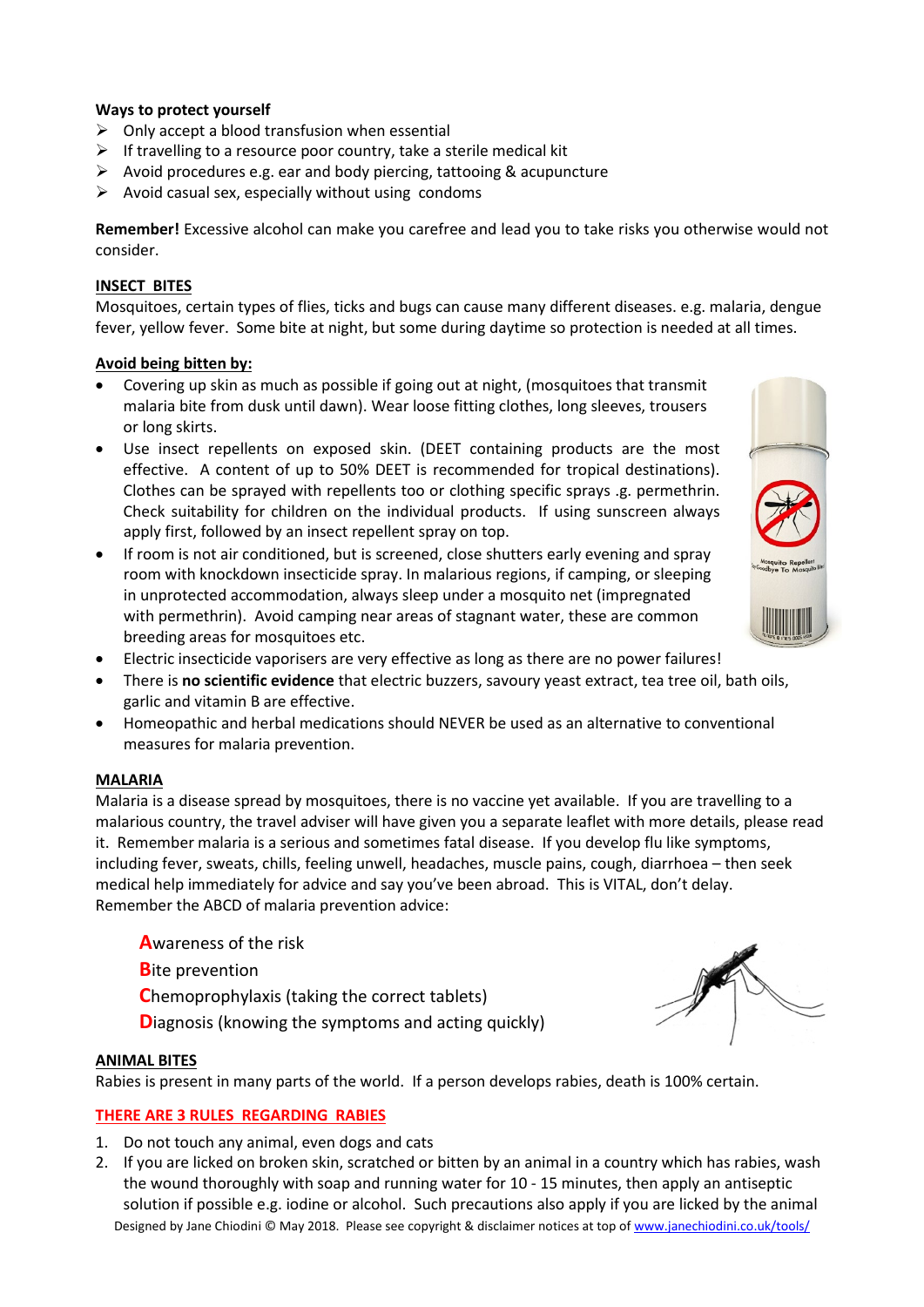**Ways to protect yourself**

- Only accept a blood transfusion when essential
- If travelling to a resource poor country, take a sterile medical kit
- Avoid procedures e.g. ear and body piercing, tattooing & acupuncture
- Avoid casual sex, especially without using condoms

**Remember!** Excessive alcohol can make you carefree and lead you to take risks you otherwise would not consider.

## INSECT BITES

Mosquitoes, certain types of flies, ticks and bugs can cause many different diseases. e.g. malaria, dengue fever, yellow fever. Some bite at night, but some during daytime so protection is needed at all times.

### Avoid being bitten by:

- Covering up skin as much as possible if going out at night, (mosquitoes that transmit malaria bite from dusk until dawn). Wear loose fitting clothes, long sleeves, trousers or long skirts.
- Use insect repellents on exposed skin. (DEET containing products are the most effective. A content of up to 50% DEET is recommended for tropical destinations). Clothes can be sprayed with repellents too or clothing specific sprays .g. permethrin. Check suitability for children on the individual products. If using sunscreen always apply first, followed by an insect repellent spray on top.
- If room is not air conditioned, but is screened, close shutters early evening and spray room with knockdown insecticide spray. In malarious regions, if camping, or sleeping in unprotected accommodation, always sleep under a mosquito net (impregnated with permethrin). Avoid camping near areas of stagnant water, these are common breeding areas for mosquitoes etc.
- Electric insecticide vaporisers are very effective as long as there are no power failures!
- There is **no scientific evidence** that electric buzzers, savoury yeast extract, tea tree oil, bath oils, garlic and vitamin B are effective.
- Homeopathic and herbal medications should NEVER be used as an alternative to conventional measures for malaria prevention.

## MALARIA

Malaria is a disease spread by mosquitoes, there is no vaccine yet available. If you are travelling to a malarious country, the travel adviser will have given you a separate leaflet with more details, please read it. Remember malaria is a serious and sometimes fatal disease. If you develop flu like symptoms, including fever, sweats, chills, feeling unwell, headaches, muscle pains, cough, diarrhoea – then seek medical help immediately for advice and say you've been abroad. This is VITAL, don't delay. Remember the ABCD of malaria prevention advice:

**A**wareness of the risk
**B**ite prevention
**C**hemoprophylaxis (taking the correct tablets)
**D**iagnosis (knowing the symptoms and acting quickly)

## ANIMAL BITES

Rabies is present in many parts of the world. If a person develops rabies, death is 100% certain.

### THERE ARE 3 RULES REGARDING RABIES

1. Do not touch any animal, even dogs and cats
2. If you are licked on broken skin, scratched or bitten by an animal in a country which has rabies, wash the wound thoroughly with soap and running water for 10 - 15 minutes, then apply an antiseptic solution if possible e.g. iodine or alcohol. Such precautions also apply if you are licked by the animal

Designed by Jane Chiodini © May 2018. Please see copyright & disclaimer notices at top of www.janechiodini.co.uk/tools/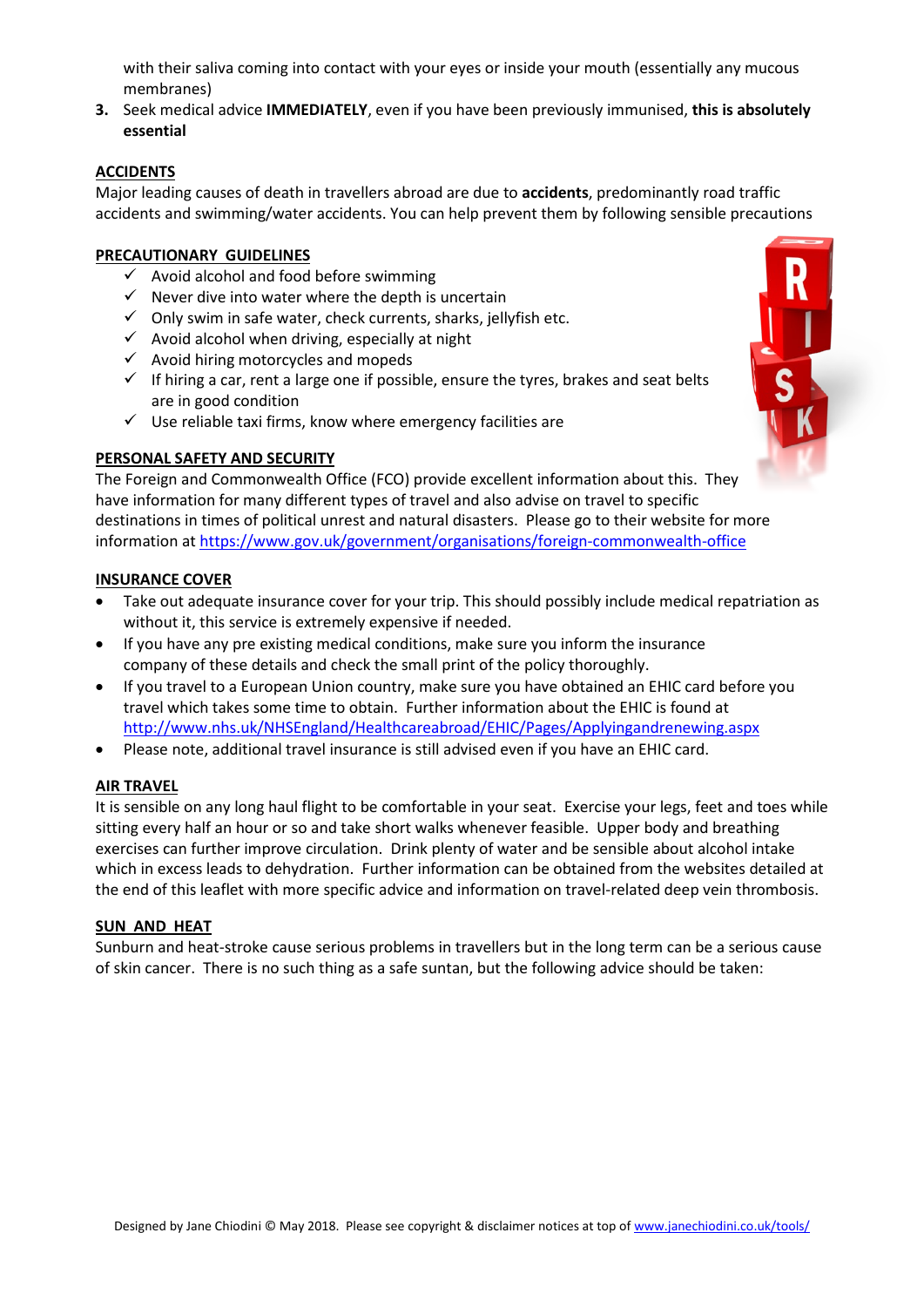with their saliva coming into contact with your eyes or inside your mouth (essentially any mucous membranes)

3. Seek medical advice **IMMEDIATELY**, even if you have been previously immunised, **this is absolutely essential**

## ACCIDENTS

Major leading causes of death in travellers abroad are due to **accidents**, predominantly road traffic accidents and swimming/water accidents. You can help prevent them by following sensible precautions

## PRECAUTIONARY GUIDELINES

- ✓ Avoid alcohol and food before swimming
- ✓ Never dive into water where the depth is uncertain
- ✓ Only swim in safe water, check currents, sharks, jellyfish etc.
- ✓ Avoid alcohol when driving, especially at night
- ✓ Avoid hiring motorcycles and mopeds
- ✓ If hiring a car, rent a large one if possible, ensure the tyres, brakes and seat belts are in good condition
- ✓ Use reliable taxi firms, know where emergency facilities are

## PERSONAL SAFETY AND SECURITY

The Foreign and Commonwealth Office (FCO) provide excellent information about this. They have information for many different types of travel and also advise on travel to specific destinations in times of political unrest and natural disasters. Please go to their website for more information at https://www.gov.uk/government/organisations/foreign-commonwealth-office

## INSURANCE COVER

- Take out adequate insurance cover for your trip. This should possibly include medical repatriation as without it, this service is extremely expensive if needed.
- If you have any pre existing medical conditions, make sure you inform the insurance company of these details and check the small print of the policy thoroughly.
- If you travel to a European Union country, make sure you have obtained an EHIC card before you travel which takes some time to obtain. Further information about the EHIC is found at http://www.nhs.uk/NHSEngland/Healthcareabroad/EHIC/Pages/Applyingandrenewing.aspx
- Please note, additional travel insurance is still advised even if you have an EHIC card.

## AIR TRAVEL

It is sensible on any long haul flight to be comfortable in your seat. Exercise your legs, feet and toes while sitting every half an hour or so and take short walks whenever feasible. Upper body and breathing exercises can further improve circulation. Drink plenty of water and be sensible about alcohol intake which in excess leads to dehydration. Further information can be obtained from the websites detailed at the end of this leaflet with more specific advice and information on travel-related deep vein thrombosis.

## SUN AND HEAT

Sunburn and heat-stroke cause serious problems in travellers but in the long term can be a serious cause of skin cancer. There is no such thing as a safe suntan, but the following advice should be taken: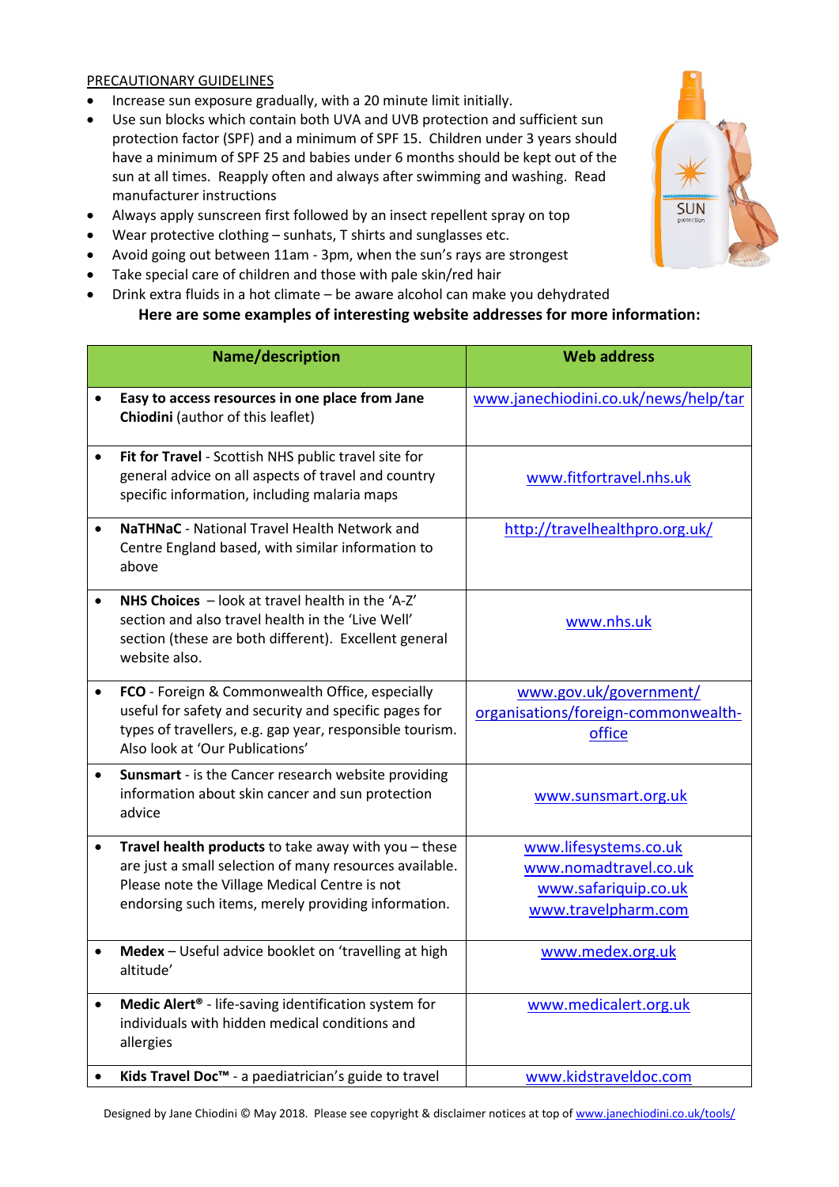PRECAUTIONARY GUIDELINES

- Increase sun exposure gradually, with a 20 minute limit initially.
- Use sun blocks which contain both UVA and UVB protection and sufficient sun protection factor (SPF) and a minimum of SPF 15. Children under 3 years should have a minimum of SPF 25 and babies under 6 months should be kept out of the sun at all times. Reapply often and always after swimming and washing. Read manufacturer instructions
- Always apply sunscreen first followed by an insect repellent spray on top
- Wear protective clothing – sunhats, T shirts and sunglasses etc.
- Avoid going out between 11am - 3pm, when the sun's rays are strongest
- Take special care of children and those with pale skin/red hair
- Drink extra fluids in a hot climate – be aware alcohol can make you dehydrated

**Here are some examples of interesting website addresses for more information:**

| Name/description | Web address |
|---|---|
| • **Easy to access resources in one place from Jane Chiodini** (author of this leaflet) | www.janechiodini.co.uk/news/help/tar |
| • **Fit for Travel** - Scottish NHS public travel site for general advice on all aspects of travel and country specific information, including malaria maps | www.fitfortravel.nhs.uk |
| • **NaTHNaC** - National Travel Health Network and Centre England based, with similar information to above | http://travelhealthpro.org.uk/ |
| • **NHS Choices** – look at travel health in the 'A-Z' section and also travel health in the 'Live Well' section (these are both different). Excellent general website also. | www.nhs.uk |
| • **FCO** - Foreign & Commonwealth Office, especially useful for safety and security and specific pages for types of travellers, e.g. gap year, responsible tourism. Also look at 'Our Publications' | www.gov.uk/government/organisations/foreign-commonwealth-office |
| • **Sunsmart** - is the Cancer research website providing information about skin cancer and sun protection advice | www.sunsmart.org.uk |
| • **Travel health products** to take away with you – these are just a small selection of many resources available. Please note the Village Medical Centre is not endorsing such items, merely providing information. | www.lifesystems.co.uk www.nomadtravel.co.uk www.safariquip.co.uk www.travelpharm.com |
| • **Medex** – Useful advice booklet on 'travelling at high altitude' | www.medex.org.uk |
| • **Medic Alert®** - life-saving identification system for individuals with hidden medical conditions and allergies | www.medicalert.org.uk |
| • **Kids Travel Doc™** - a paediatrician's guide to travel | www.kidstraveldoc.com |

Designed by Jane Chiodini © May 2018. Please see copyright & disclaimer notices at top of www.janechiodini.co.uk/tools/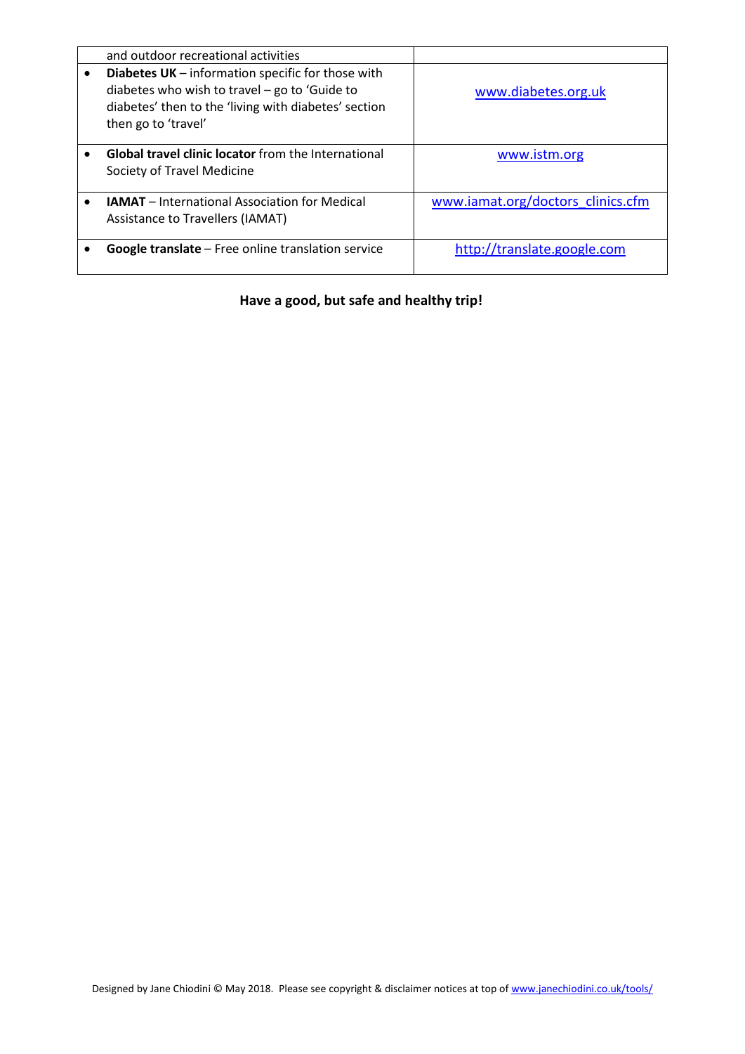| | |
|---|---|
| and outdoor recreational activities | |
| • **Diabetes UK** – information specific for those with diabetes who wish to travel – go to 'Guide to diabetes' then to the 'living with diabetes' section then go to 'travel' | www.diabetes.org.uk |
| • **Global travel clinic locator** from the International Society of Travel Medicine | www.istm.org |
| • **IAMAT** – International Association for Medical Assistance to Travellers (IAMAT) | www.iamat.org/doctors_clinics.cfm |
| • **Google translate** – Free online translation service | http://translate.google.com |

**Have a good, but safe and healthy trip!**

Designed by Jane Chiodini © May 2018. Please see copyright & disclaimer notices at top of www.janechiodini.co.uk/tools/